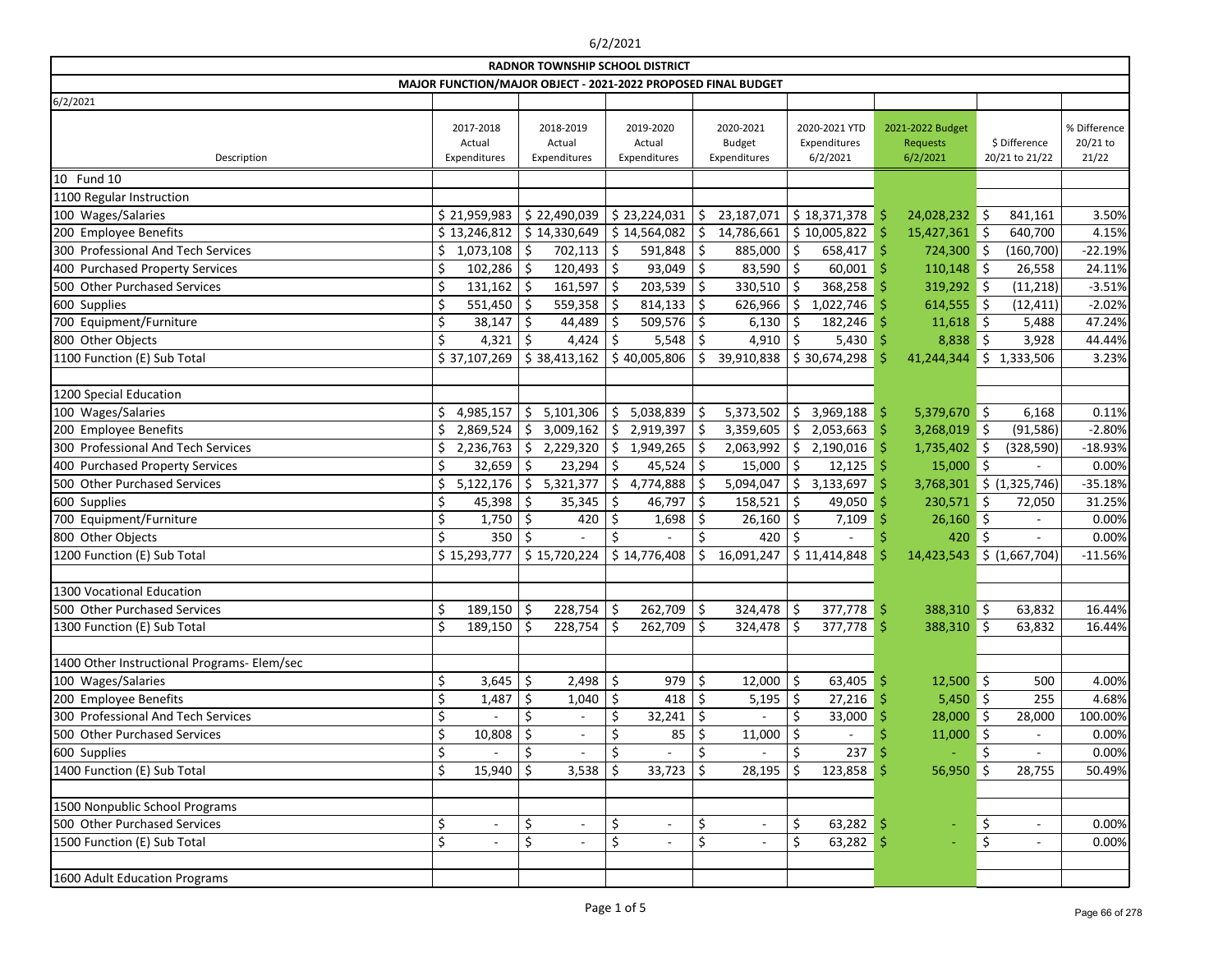6/2/2021

# RADNOR TOWNSHIP SCHOOL DISTRICT

## MAJOR FUNCTION/MAJOR OBJECT - 2021-2022 PROPOSED FINAL BUDGET

6/2/2021

| Description | 2017-2018 Actual Expenditures | 2018-2019 Actual Expenditures | 2019-2020 Actual Expenditures | 2020-2021 Budget Expenditures | 2020-2021 YTD Expenditures 6/2/2021 | 2021-2022 Budget Requests 6/2/2021 | $ Difference 20/21 to 21/22 | % Difference 20/21 to 21/22 |
|---|---|---|---|---|---|---|---|---|
| 10 Fund 10 | | | | | | | | |
| 1100 Regular Instruction | | | | | | | | |
| 100 Wages/Salaries | $ 21,959,983 | $ 22,490,039 | $ 23,224,031 | $ 23,187,071 | $ 18,371,378 | $ 24,028,232 | $ 841,161 | 3.50% |
| 200 Employee Benefits | $ 13,246,812 | $ 14,330,649 | $ 14,564,082 | $ 14,786,661 | $ 10,005,822 | $ 15,427,361 | $ 640,700 | 4.15% |
| 300 Professional And Tech Services | $ 1,073,108 | $ 702,113 | $ 591,848 | $ 885,000 | $ 658,417 | $ 724,300 | $ (160,700) | -22.19% |
| 400 Purchased Property Services | $ 102,286 | $ 120,493 | $ 93,049 | $ 83,590 | $ 60,001 | $ 110,148 | $ 26,558 | 24.11% |
| 500 Other Purchased Services | $ 131,162 | $ 161,597 | $ 203,539 | $ 330,510 | $ 368,258 | $ 319,292 | $ (11,218) | -3.51% |
| 600 Supplies | $ 551,450 | $ 559,358 | $ 814,133 | $ 626,966 | $ 1,022,746 | $ 614,555 | $ (12,411) | -2.02% |
| 700 Equipment/Furniture | $ 38,147 | $ 44,489 | $ 509,576 | $ 6,130 | $ 182,246 | $ 11,618 | $ 5,488 | 47.24% |
| 800 Other Objects | $ 4,321 | $ 4,424 | $ 5,548 | $ 4,910 | $ 5,430 | $ 8,838 | $ 3,928 | 44.44% |
| 1100 Function (E) Sub Total | $ 37,107,269 | $ 38,413,162 | $ 40,005,806 | $ 39,910,838 | $ 30,674,298 | $ 41,244,344 | $ 1,333,506 | 3.23% |
| | | | | | | | | |
| 1200 Special Education | | | | | | | | |
| 100 Wages/Salaries | $ 4,985,157 | $ 5,101,306 | $ 5,038,839 | $ 5,373,502 | $ 3,969,188 | $ 5,379,670 | $ 6,168 | 0.11% |
| 200 Employee Benefits | $ 2,869,524 | $ 3,009,162 | $ 2,919,397 | $ 3,359,605 | $ 2,053,663 | $ 3,268,019 | $ (91,586) | -2.80% |
| 300 Professional And Tech Services | $ 2,236,763 | $ 2,229,320 | $ 1,949,265 | $ 2,063,992 | $ 2,190,016 | $ 1,735,402 | $ (328,590) | -18.93% |
| 400 Purchased Property Services | $ 32,659 | $ 23,294 | $ 45,524 | $ 15,000 | $ 12,125 | $ 15,000 | $ - | 0.00% |
| 500 Other Purchased Services | $ 5,122,176 | $ 5,321,377 | $ 4,774,888 | $ 5,094,047 | $ 3,133,697 | $ 3,768,301 | $ (1,325,746) | -35.18% |
| 600 Supplies | $ 45,398 | $ 35,345 | $ 46,797 | $ 158,521 | $ 49,050 | $ 230,571 | $ 72,050 | 31.25% |
| 700 Equipment/Furniture | $ 1,750 | $ 420 | $ 1,698 | $ 26,160 | $ 7,109 | $ 26,160 | $ - | 0.00% |
| 800 Other Objects | $ 350 | $ - | $ - | $ 420 | $ - | $ 420 | $ - | 0.00% |
| 1200 Function (E) Sub Total | $ 15,293,777 | $ 15,720,224 | $ 14,776,408 | $ 16,091,247 | $ 11,414,848 | $ 14,423,543 | $ (1,667,704) | -11.56% |
| | | | | | | | | |
| 1300 Vocational Education | | | | | | | | |
| 500 Other Purchased Services | $ 189,150 | $ 228,754 | $ 262,709 | $ 324,478 | $ 377,778 | $ 388,310 | $ 63,832 | 16.44% |
| 1300 Function (E) Sub Total | $ 189,150 | $ 228,754 | $ 262,709 | $ 324,478 | $ 377,778 | $ 388,310 | $ 63,832 | 16.44% |
| | | | | | | | | |
| 1400 Other Instructional Programs- Elem/sec | | | | | | | | |
| 100 Wages/Salaries | $ 3,645 | $ 2,498 | $ 979 | $ 12,000 | $ 63,405 | $ 12,500 | $ 500 | 4.00% |
| 200 Employee Benefits | $ 1,487 | $ 1,040 | $ 418 | $ 5,195 | $ 27,216 | $ 5,450 | $ 255 | 4.68% |
| 300 Professional And Tech Services | $ - | $ - | $ 32,241 | $ - | $ 33,000 | $ 28,000 | $ 28,000 | 100.00% |
| 500 Other Purchased Services | $ 10,808 | $ - | $ 85 | $ 11,000 | $ - | $ 11,000 | $ - | 0.00% |
| 600 Supplies | $ - | $ - | $ - | $ - | $ 237 | $ - | $ - | 0.00% |
| 1400 Function (E) Sub Total | $ 15,940 | $ 3,538 | $ 33,723 | $ 28,195 | $ 123,858 | $ 56,950 | $ 28,755 | 50.49% |
| | | | | | | | | |
| 1500 Nonpublic School Programs | | | | | | | | |
| 500 Other Purchased Services | $ - | $ - | $ - | $ - | $ 63,282 | $ - | $ - | 0.00% |
| 1500 Function (E) Sub Total | $ - | $ - | $ - | $ - | $ 63,282 | $ - | $ - | 0.00% |
| | | | | | | | | |
| 1600 Adult Education Programs | | | | | | | | |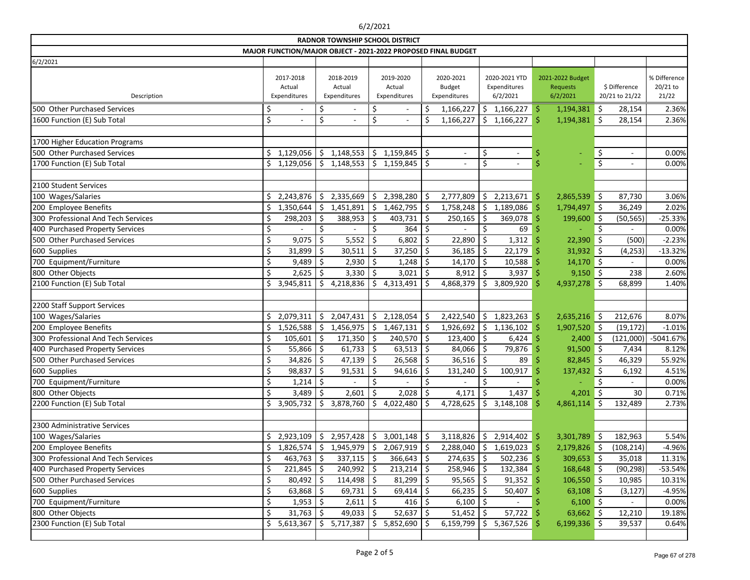6/2/2021

# RADNOR TOWNSHIP SCHOOL DISTRICT

## MAJOR FUNCTION/MAJOR OBJECT - 2021-2022 PROPOSED FINAL BUDGET

6/2/2021

| Description | 2017-2018 Actual Expenditures | 2018-2019 Actual Expenditures | 2019-2020 Actual Expenditures | 2020-2021 Budget Expenditures | 2020-2021 YTD Expenditures 6/2/2021 | 2021-2022 Budget Requests 6/2/2021 | $ Difference 20/21 to 21/22 | % Difference 20/21 to 21/22 |
|---|---|---|---|---|---|---|---|---|
| 500 Other Purchased Services | $ - | $ - | $ - | $ 1,166,227 | $ 1,166,227 | $ 1,194,381 | $ 28,154 | 2.36% |
| 1600 Function (E) Sub Total | $ - | $ - | $ - | $ 1,166,227 | $ 1,166,227 | $ 1,194,381 | $ 28,154 | 2.36% |
| | | | | | | | | |
| 1700 Higher Education Programs | | | | | | | | |
| 500 Other Purchased Services | $ 1,129,056 | $ 1,148,553 | $ 1,159,845 | $ - | $ - | $ - | $ - | 0.00% |
| 1700 Function (E) Sub Total | $ 1,129,056 | $ 1,148,553 | $ 1,159,845 | $ - | $ - | $ - | $ - | 0.00% |
| | | | | | | | | |
| 2100 Student Services | | | | | | | | |
| 100 Wages/Salaries | $ 2,243,876 | $ 2,335,669 | $ 2,398,280 | $ 2,777,809 | $ 2,213,671 | $ 2,865,539 | $ 87,730 | 3.06% |
| 200 Employee Benefits | $ 1,350,644 | $ 1,451,891 | $ 1,462,795 | $ 1,758,248 | $ 1,189,086 | $ 1,794,497 | $ 36,249 | 2.02% |
| 300 Professional And Tech Services | $ 298,203 | $ 388,953 | $ 403,731 | $ 250,165 | $ 369,078 | $ 199,600 | $ (50,565) | -25.33% |
| 400 Purchased Property Services | $ - | $ - | $ 364 | $ - | $ 69 | $ - | $ - | 0.00% |
| 500 Other Purchased Services | $ 9,075 | $ 5,552 | $ 6,802 | $ 22,890 | $ 1,312 | $ 22,390 | $ (500) | -2.23% |
| 600 Supplies | $ 31,899 | $ 30,511 | $ 37,250 | $ 36,185 | $ 22,179 | $ 31,932 | $ (4,253) | -13.32% |
| 700 Equipment/Furniture | $ 9,489 | $ 2,930 | $ 1,248 | $ 14,170 | $ 10,588 | $ 14,170 | $ - | 0.00% |
| 800 Other Objects | $ 2,625 | $ 3,330 | $ 3,021 | $ 8,912 | $ 3,937 | $ 9,150 | $ 238 | 2.60% |
| 2100 Function (E) Sub Total | $ 3,945,811 | $ 4,218,836 | $ 4,313,491 | $ 4,868,379 | $ 3,809,920 | $ 4,937,278 | $ 68,899 | 1.40% |
| | | | | | | | | |
| 2200 Staff Support Services | | | | | | | | |
| 100 Wages/Salaries | $ 2,079,311 | $ 2,047,431 | $ 2,128,054 | $ 2,422,540 | $ 1,823,263 | $ 2,635,216 | $ 212,676 | 8.07% |
| 200 Employee Benefits | $ 1,526,588 | $ 1,456,975 | $ 1,467,131 | $ 1,926,692 | $ 1,136,102 | $ 1,907,520 | $ (19,172) | -1.01% |
| 300 Professional And Tech Services | $ 105,601 | $ 171,350 | $ 240,570 | $ 123,400 | $ 6,424 | $ 2,400 | $ (121,000) | -5041.67% |
| 400 Purchased Property Services | $ 55,866 | $ 61,733 | $ 63,513 | $ 84,066 | $ 79,876 | $ 91,500 | $ 7,434 | 8.12% |
| 500 Other Purchased Services | $ 34,826 | $ 47,139 | $ 26,568 | $ 36,516 | $ 89 | $ 82,845 | $ 46,329 | 55.92% |
| 600 Supplies | $ 98,837 | $ 91,531 | $ 94,616 | $ 131,240 | $ 100,917 | $ 137,432 | $ 6,192 | 4.51% |
| 700 Equipment/Furniture | $ 1,214 | $ - | $ - | $ - | $ - | $ - | $ - | 0.00% |
| 800 Other Objects | $ 3,489 | $ 2,601 | $ 2,028 | $ 4,171 | $ 1,437 | $ 4,201 | $ 30 | 0.71% |
| 2200 Function (E) Sub Total | $ 3,905,732 | $ 3,878,760 | $ 4,022,480 | $ 4,728,625 | $ 3,148,108 | $ 4,861,114 | $ 132,489 | 2.73% |
| | | | | | | | | |
| 2300 Administrative Services | | | | | | | | |
| 100 Wages/Salaries | $ 2,923,109 | $ 2,957,428 | $ 3,001,148 | $ 3,118,826 | $ 2,914,402 | $ 3,301,789 | $ 182,963 | 5.54% |
| 200 Employee Benefits | $ 1,826,574 | $ 1,945,979 | $ 2,067,919 | $ 2,288,040 | $ 1,619,023 | $ 2,179,826 | $ (108,214) | -4.96% |
| 300 Professional And Tech Services | $ 463,763 | $ 337,115 | $ 366,643 | $ 274,635 | $ 502,236 | $ 309,653 | $ 35,018 | 11.31% |
| 400 Purchased Property Services | $ 221,845 | $ 240,992 | $ 213,214 | $ 258,946 | $ 132,384 | $ 168,648 | $ (90,298) | -53.54% |
| 500 Other Purchased Services | $ 80,492 | $ 114,498 | $ 81,299 | $ 95,565 | $ 91,352 | $ 106,550 | $ 10,985 | 10.31% |
| 600 Supplies | $ 63,868 | $ 69,731 | $ 69,414 | $ 66,235 | $ 50,407 | $ 63,108 | $ (3,127) | -4.95% |
| 700 Equipment/Furniture | $ 1,953 | $ 2,611 | $ 416 | $ 6,100 | $ - | $ 6,100 | $ - | 0.00% |
| 800 Other Objects | $ 31,763 | $ 49,033 | $ 52,637 | $ 51,452 | $ 57,722 | $ 63,662 | $ 12,210 | 19.18% |
| 2300 Function (E) Sub Total | $ 5,613,367 | $ 5,717,387 | $ 5,852,690 | $ 6,159,799 | $ 5,367,526 | $ 6,199,336 | $ 39,537 | 0.64% |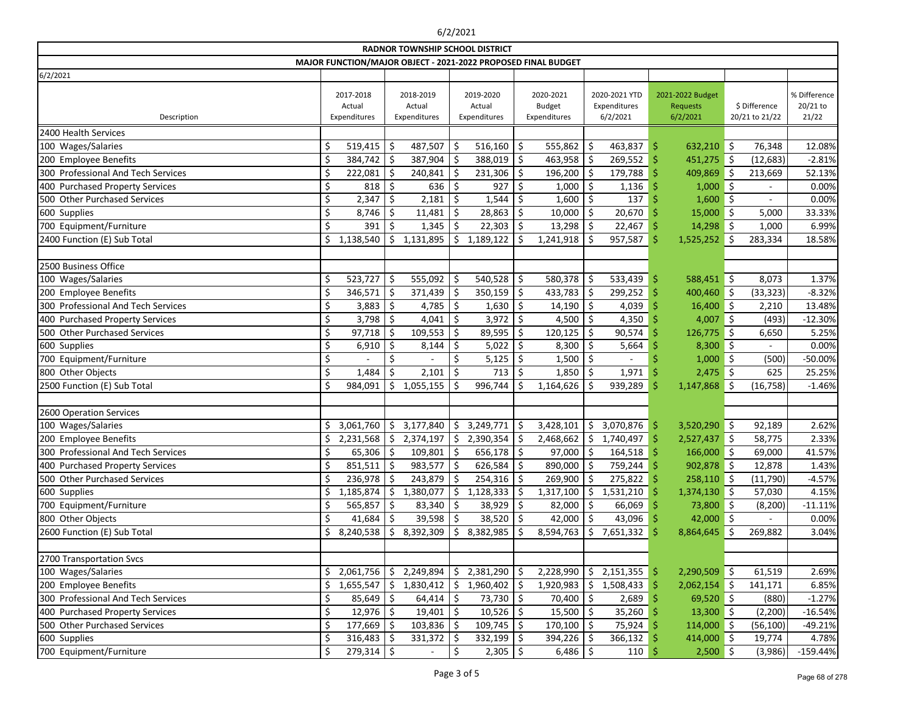6/2/2021

## RADNOR TOWNSHIP SCHOOL DISTRICT

### MAJOR FUNCTION/MAJOR OBJECT - 2021-2022 PROPOSED FINAL BUDGET

6/2/2021

| Description | 2017-2018 Actual Expenditures | 2018-2019 Actual Expenditures | 2019-2020 Actual Expenditures | 2020-2021 Budget Expenditures | 2020-2021 YTD Expenditures 6/2/2021 | 2021-2022 Budget Requests 6/2/2021 | $ Difference 20/21 to 21/22 | % Difference 20/21 to 21/22 |
|---|---|---|---|---|---|---|---|---|
| 2400 Health Services | | | | | | | | |
| 100 Wages/Salaries | $ 519,415 | $ 487,507 | $ 516,160 | $ 555,862 | $ 463,837 | $ 632,210 | $ 76,348 | 12.08% |
| 200 Employee Benefits | $ 384,742 | $ 387,904 | $ 388,019 | $ 463,958 | $ 269,552 | $ 451,275 | $ (12,683) | -2.81% |
| 300 Professional And Tech Services | $ 222,081 | $ 240,841 | $ 231,306 | $ 196,200 | $ 179,788 | $ 409,869 | $ 213,669 | 52.13% |
| 400 Purchased Property Services | $ 818 | $ 636 | $ 927 | $ 1,000 | $ 1,136 | $ 1,000 | $ - | 0.00% |
| 500 Other Purchased Services | $ 2,347 | $ 2,181 | $ 1,544 | $ 1,600 | $ 137 | $ 1,600 | $ - | 0.00% |
| 600 Supplies | $ 8,746 | $ 11,481 | $ 28,863 | $ 10,000 | $ 20,670 | $ 15,000 | $ 5,000 | 33.33% |
| 700 Equipment/Furniture | $ 391 | $ 1,345 | $ 22,303 | $ 13,298 | $ 22,467 | $ 14,298 | $ 1,000 | 6.99% |
| 2400 Function (E) Sub Total | $ 1,138,540 | $ 1,131,895 | $ 1,189,122 | $ 1,241,918 | $ 957,587 | $ 1,525,252 | $ 283,334 | 18.58% |
| | | | | | | | | |
| 2500 Business Office | | | | | | | | |
| 100 Wages/Salaries | $ 523,727 | $ 555,092 | $ 540,528 | $ 580,378 | $ 533,439 | $ 588,451 | $ 8,073 | 1.37% |
| 200 Employee Benefits | $ 346,571 | $ 371,439 | $ 350,159 | $ 433,783 | $ 299,252 | $ 400,460 | $ (33,323) | -8.32% |
| 300 Professional And Tech Services | $ 3,883 | $ 4,785 | $ 1,630 | $ 14,190 | $ 4,039 | $ 16,400 | $ 2,210 | 13.48% |
| 400 Purchased Property Services | $ 3,798 | $ 4,041 | $ 3,972 | $ 4,500 | $ 4,350 | $ 4,007 | $ (493) | -12.30% |
| 500 Other Purchased Services | $ 97,718 | $ 109,553 | $ 89,595 | $ 120,125 | $ 90,574 | $ 126,775 | $ 6,650 | 5.25% |
| 600 Supplies | $ 6,910 | $ 8,144 | $ 5,022 | $ 8,300 | $ 5,664 | $ 8,300 | $ - | 0.00% |
| 700 Equipment/Furniture | $ - | $ - | $ 5,125 | $ 1,500 | $ - | $ 1,000 | $ (500) | -50.00% |
| 800 Other Objects | $ 1,484 | $ 2,101 | $ 713 | $ 1,850 | $ 1,971 | $ 2,475 | $ 625 | 25.25% |
| 2500 Function (E) Sub Total | $ 984,091 | $ 1,055,155 | $ 996,744 | $ 1,164,626 | $ 939,289 | $ 1,147,868 | $ (16,758) | -1.46% |
| | | | | | | | | |
| 2600 Operation Services | | | | | | | | |
| 100 Wages/Salaries | $ 3,061,760 | $ 3,177,840 | $ 3,249,771 | $ 3,428,101 | $ 3,070,876 | $ 3,520,290 | $ 92,189 | 2.62% |
| 200 Employee Benefits | $ 2,231,568 | $ 2,374,197 | $ 2,390,354 | $ 2,468,662 | $ 1,740,497 | $ 2,527,437 | $ 58,775 | 2.33% |
| 300 Professional And Tech Services | $ 65,306 | $ 109,801 | $ 656,178 | $ 97,000 | $ 164,518 | $ 166,000 | $ 69,000 | 41.57% |
| 400 Purchased Property Services | $ 851,511 | $ 983,577 | $ 626,584 | $ 890,000 | $ 759,244 | $ 902,878 | $ 12,878 | 1.43% |
| 500 Other Purchased Services | $ 236,978 | $ 243,879 | $ 254,316 | $ 269,900 | $ 275,822 | $ 258,110 | $ (11,790) | -4.57% |
| 600 Supplies | $ 1,185,874 | $ 1,380,077 | $ 1,128,333 | $ 1,317,100 | $ 1,531,210 | $ 1,374,130 | $ 57,030 | 4.15% |
| 700 Equipment/Furniture | $ 565,857 | $ 83,340 | $ 38,929 | $ 82,000 | $ 66,069 | $ 73,800 | $ (8,200) | -11.11% |
| 800 Other Objects | $ 41,684 | $ 39,598 | $ 38,520 | $ 42,000 | $ 43,096 | $ 42,000 | $ - | 0.00% |
| 2600 Function (E) Sub Total | $ 8,240,538 | $ 8,392,309 | $ 8,382,985 | $ 8,594,763 | $ 7,651,332 | $ 8,864,645 | $ 269,882 | 3.04% |
| | | | | | | | | |
| 2700 Transportation Svcs | | | | | | | | |
| 100 Wages/Salaries | $ 2,061,756 | $ 2,249,894 | $ 2,381,290 | $ 2,228,990 | $ 2,151,355 | $ 2,290,509 | $ 61,519 | 2.69% |
| 200 Employee Benefits | $ 1,655,547 | $ 1,830,412 | $ 1,960,402 | $ 1,920,983 | $ 1,508,433 | $ 2,062,154 | $ 141,171 | 6.85% |
| 300 Professional And Tech Services | $ 85,649 | $ 64,414 | $ 73,730 | $ 70,400 | $ 2,689 | $ 69,520 | $ (880) | -1.27% |
| 400 Purchased Property Services | $ 12,976 | $ 19,401 | $ 10,526 | $ 15,500 | $ 35,260 | $ 13,300 | $ (2,200) | -16.54% |
| 500 Other Purchased Services | $ 177,669 | $ 103,836 | $ 109,745 | $ 170,100 | $ 75,924 | $ 114,000 | $ (56,100) | -49.21% |
| 600 Supplies | $ 316,483 | $ 331,372 | $ 332,199 | $ 394,226 | $ 366,132 | $ 414,000 | $ 19,774 | 4.78% |
| 700 Equipment/Furniture | $ 279,314 | $ - | $ 2,305 | $ 6,486 | $ 110 | $ 2,500 | $ (3,986) | -159.44% |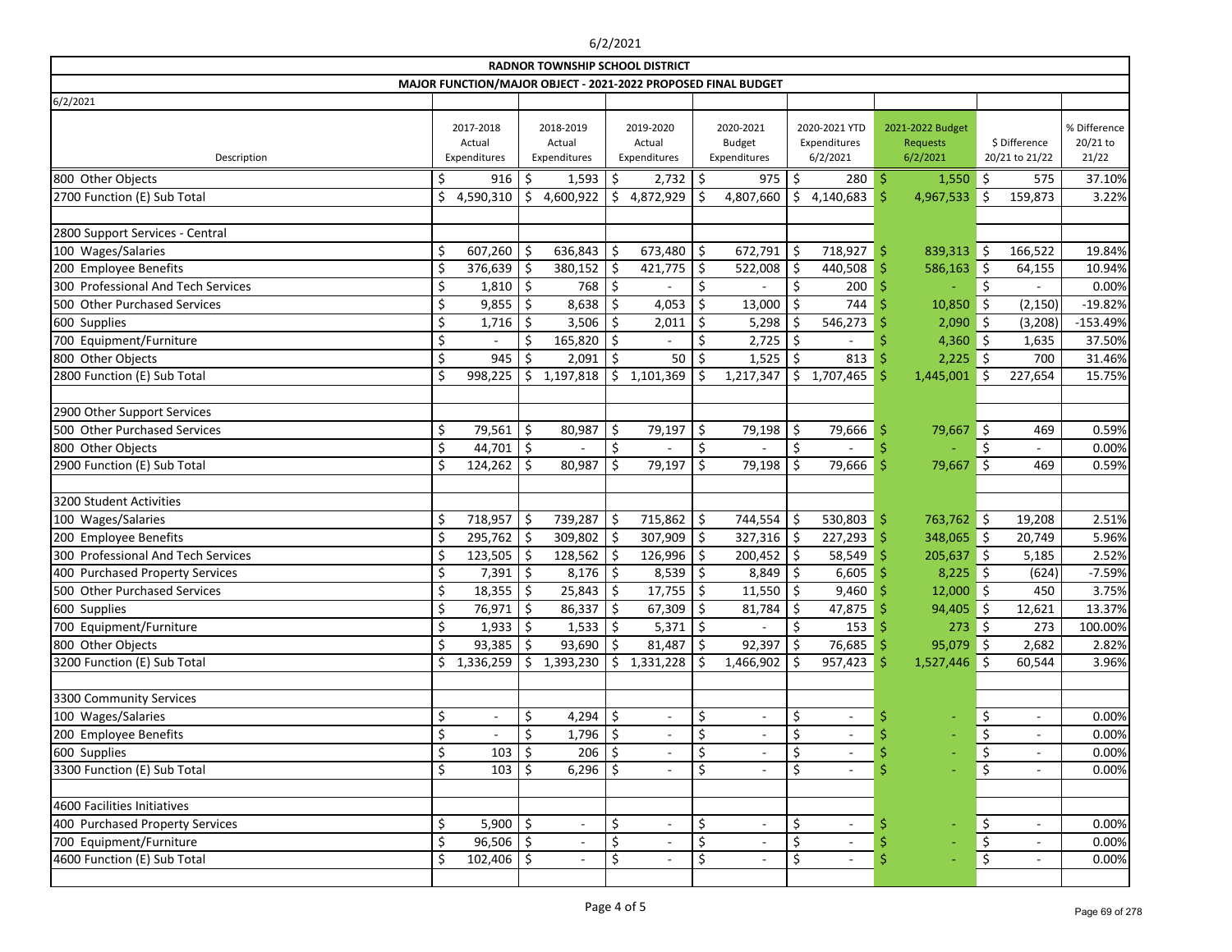6/2/2021

## RADNOR TOWNSHIP SCHOOL DISTRICT

### MAJOR FUNCTION/MAJOR OBJECT - 2021-2022 PROPOSED FINAL BUDGET

6/2/2021

| Description | 2017-2018 Actual Expenditures | 2018-2019 Actual Expenditures | 2019-2020 Actual Expenditures | 2020-2021 Budget Expenditures | 2020-2021 YTD Expenditures 6/2/2021 | 2021-2022 Budget Requests 6/2/2021 | $ Difference 20/21 to 21/22 | % Difference 20/21 to 21/22 |
|---|---|---|---|---|---|---|---|---|
| 800 Other Objects | $ 916 | $ 1,593 | $ 2,732 | $ 975 | $ 280 | $ 1,550 | $ 575 | 37.10% |
| 2700 Function (E) Sub Total | $ 4,590,310 | $ 4,600,922 | $ 4,872,929 | $ 4,807,660 | $ 4,140,683 | $ 4,967,533 | $ 159,873 | 3.22% |
| | | | | | | | | |
| 2800 Support Services - Central | | | | | | | | |
| 100 Wages/Salaries | $ 607,260 | $ 636,843 | $ 673,480 | $ 672,791 | $ 718,927 | $ 839,313 | $ 166,522 | 19.84% |
| 200 Employee Benefits | $ 376,639 | $ 380,152 | $ 421,775 | $ 522,008 | $ 440,508 | $ 586,163 | $ 64,155 | 10.94% |
| 300 Professional And Tech Services | $ 1,810 | $ 768 | $ - | $ - | $ 200 | $ - | $ - | 0.00% |
| 500 Other Purchased Services | $ 9,855 | $ 8,638 | $ 4,053 | $ 13,000 | $ 744 | $ 10,850 | $ (2,150) | -19.82% |
| 600 Supplies | $ 1,716 | $ 3,506 | $ 2,011 | $ 5,298 | $ 546,273 | $ 2,090 | $ (3,208) | -153.49% |
| 700 Equipment/Furniture | $ - | $ 165,820 | $ - | $ 2,725 | $ - | $ 4,360 | $ 1,635 | 37.50% |
| 800 Other Objects | $ 945 | $ 2,091 | $ 50 | $ 1,525 | $ 813 | $ 2,225 | $ 700 | 31.46% |
| 2800 Function (E) Sub Total | $ 998,225 | $ 1,197,818 | $ 1,101,369 | $ 1,217,347 | $ 1,707,465 | $ 1,445,001 | $ 227,654 | 15.75% |
| | | | | | | | | |
| 2900 Other Support Services | | | | | | | | |
| 500 Other Purchased Services | $ 79,561 | $ 80,987 | $ 79,197 | $ 79,198 | $ 79,666 | $ 79,667 | $ 469 | 0.59% |
| 800 Other Objects | $ 44,701 | $ - | $ - | $ - | $ - | $ - | $ - | 0.00% |
| 2900 Function (E) Sub Total | $ 124,262 | $ 80,987 | $ 79,197 | $ 79,198 | $ 79,666 | $ 79,667 | $ 469 | 0.59% |
| | | | | | | | | |
| 3200 Student Activities | | | | | | | | |
| 100 Wages/Salaries | $ 718,957 | $ 739,287 | $ 715,862 | $ 744,554 | $ 530,803 | $ 763,762 | $ 19,208 | 2.51% |
| 200 Employee Benefits | $ 295,762 | $ 309,802 | $ 307,909 | $ 327,316 | $ 227,293 | $ 348,065 | $ 20,749 | 5.96% |
| 300 Professional And Tech Services | $ 123,505 | $ 128,562 | $ 126,996 | $ 200,452 | $ 58,549 | $ 205,637 | $ 5,185 | 2.52% |
| 400 Purchased Property Services | $ 7,391 | $ 8,176 | $ 8,539 | $ 8,849 | $ 6,605 | $ 8,225 | $ (624) | -7.59% |
| 500 Other Purchased Services | $ 18,355 | $ 25,843 | $ 17,755 | $ 11,550 | $ 9,460 | $ 12,000 | $ 450 | 3.75% |
| 600 Supplies | $ 76,971 | $ 86,337 | $ 67,309 | $ 81,784 | $ 47,875 | $ 94,405 | $ 12,621 | 13.37% |
| 700 Equipment/Furniture | $ 1,933 | $ 1,533 | $ 5,371 | $ - | $ 153 | $ 273 | $ 273 | 100.00% |
| 800 Other Objects | $ 93,385 | $ 93,690 | $ 81,487 | $ 92,397 | $ 76,685 | $ 95,079 | $ 2,682 | 2.82% |
| 3200 Function (E) Sub Total | $ 1,336,259 | $ 1,393,230 | $ 1,331,228 | $ 1,466,902 | $ 957,423 | $ 1,527,446 | $ 60,544 | 3.96% |
| | | | | | | | | |
| 3300 Community Services | | | | | | | | |
| 100 Wages/Salaries | $ - | $ 4,294 | $ - | $ - | $ - | $ - | $ - | 0.00% |
| 200 Employee Benefits | $ - | $ 1,796 | $ - | $ - | $ - | $ - | $ - | 0.00% |
| 600 Supplies | $ 103 | $ 206 | $ - | $ - | $ - | $ - | $ - | 0.00% |
| 3300 Function (E) Sub Total | $ 103 | $ 6,296 | $ - | $ - | $ - | $ - | $ - | 0.00% |
| | | | | | | | | |
| 4600 Facilities Initiatives | | | | | | | | |
| 400 Purchased Property Services | $ 5,900 | $ - | $ - | $ - | $ - | $ - | $ - | 0.00% |
| 700 Equipment/Furniture | $ 96,506 | $ - | $ - | $ - | $ - | $ - | $ - | 0.00% |
| 4600 Function (E) Sub Total | $ 102,406 | $ - | $ - | $ - | $ - | $ - | $ - | 0.00% |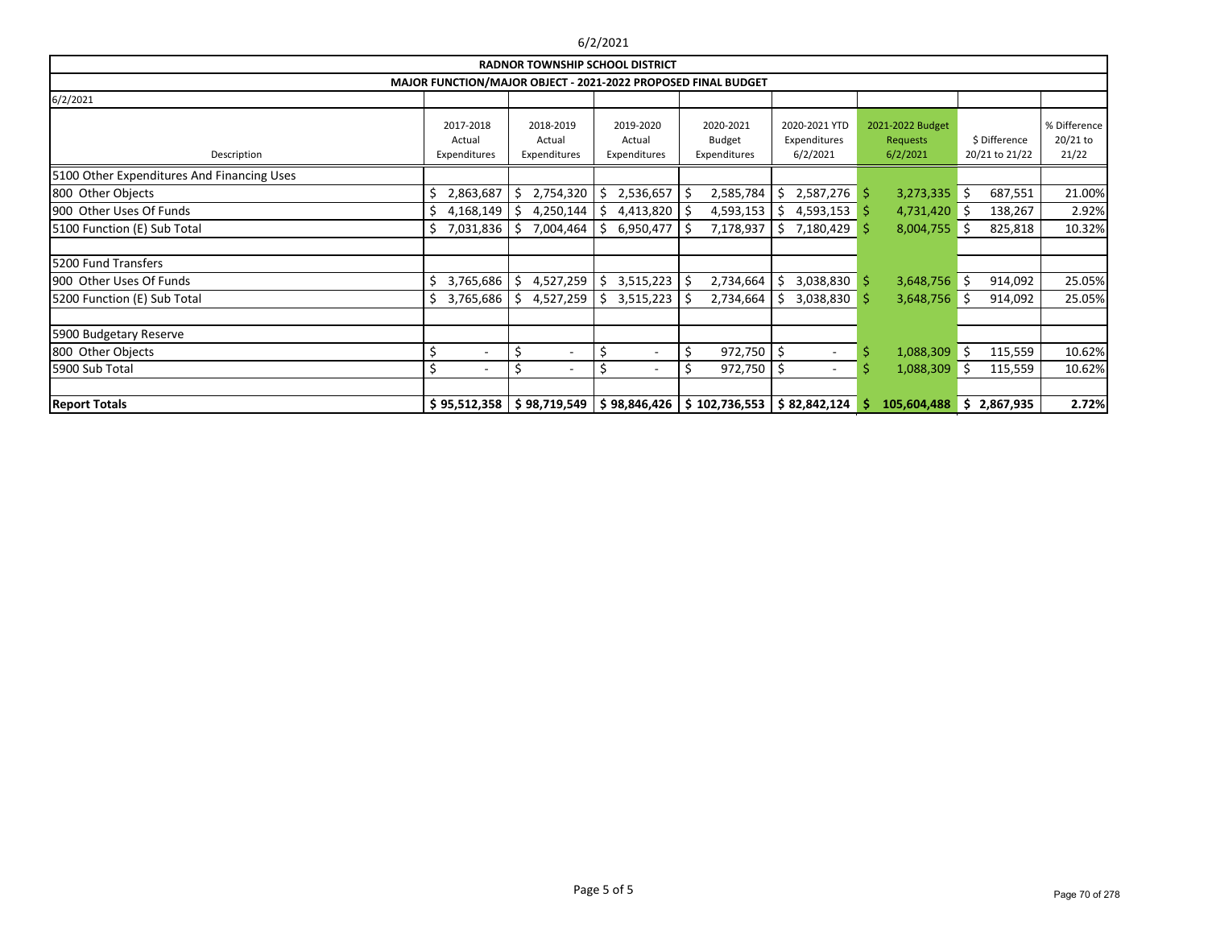6/2/2021

| RADNOR TOWNSHIP SCHOOL DISTRICT | | | | | | | | |
|---|---|---|---|---|---|---|---|---|
| MAJOR FUNCTION/MAJOR OBJECT - 2021-2022 PROPOSED FINAL BUDGET | | | | | | | | |
| 6/2/2021 | | | | | | | | |
| Description | 2017-2018 Actual Expenditures | 2018-2019 Actual Expenditures | 2019-2020 Actual Expenditures | 2020-2021 Budget Expenditures | 2020-2021 YTD Expenditures 6/2/2021 | 2021-2022 Budget Requests 6/2/2021 | $ Difference 20/21 to 21/22 | % Difference 20/21 to 21/22 |
| 5100 Other Expenditures And Financing Uses | | | | | | | | |
| 800 Other Objects | $ 2,863,687 | $ 2,754,320 | $ 2,536,657 | $ 2,585,784 | $ 2,587,276 | $ 3,273,335 | $ 687,551 | 21.00% |
| 900 Other Uses Of Funds | $ 4,168,149 | $ 4,250,144 | $ 4,413,820 | $ 4,593,153 | $ 4,593,153 | $ 4,731,420 | $ 138,267 | 2.92% |
| 5100 Function (E) Sub Total | $ 7,031,836 | $ 7,004,464 | $ 6,950,477 | $ 7,178,937 | $ 7,180,429 | $ 8,004,755 | $ 825,818 | 10.32% |
| | | | | | | | | |
| 5200 Fund Transfers | | | | | | | | |
| 900 Other Uses Of Funds | $ 3,765,686 | $ 4,527,259 | $ 3,515,223 | $ 2,734,664 | $ 3,038,830 | $ 3,648,756 | $ 914,092 | 25.05% |
| 5200 Function (E) Sub Total | $ 3,765,686 | $ 4,527,259 | $ 3,515,223 | $ 2,734,664 | $ 3,038,830 | $ 3,648,756 | $ 914,092 | 25.05% |
| | | | | | | | | |
| 5900 Budgetary Reserve | | | | | | | | |
| 800 Other Objects | $ - | $ - | $ - | $ 972,750 | $ - | $ 1,088,309 | $ 115,559 | 10.62% |
| 5900 Sub Total | $ - | $ - | $ - | $ 972,750 | $ - | $ 1,088,309 | $ 115,559 | 10.62% |
| | | | | | | | | |
| **Report Totals** | **$ 95,512,358** | **$ 98,719,549** | **$ 98,846,426** | **$ 102,736,553** | **$ 82,842,124** | **$ 105,604,488** | **$ 2,867,935** | **2.72%** |